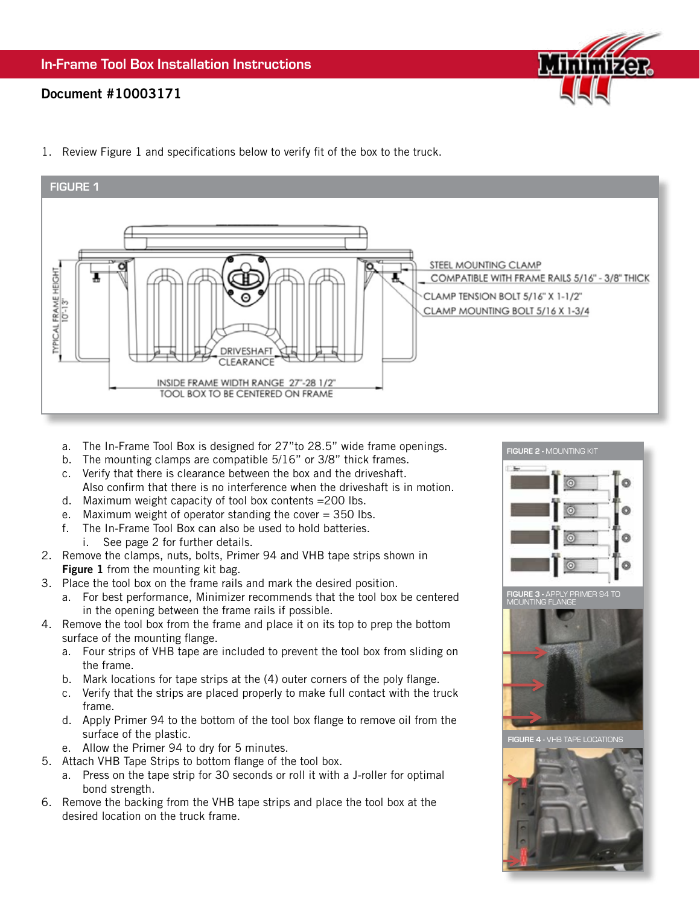## In-Frame Tool Box Installation Instructions

**Document #10003171**

1. Review Figure 1 and specifications below to verify fit of the box to the truck.

FIGURE 1

STEEL MOUNTING CLAMP
COMPATIBLE WITH FRAME RAILS 5/16" - 3/8" THICK
CLAMP TENSION BOLT 5/16" X 1-1/2"
CLAMP MOUNTING BOLT 5/16 X 1-3/4
TYPICAL FRAME HEIGHT 10"-13"
DRIVESHAFT CLEARANCE
INSIDE FRAME WIDTH RANGE 27"-28 1/2"
TOOL BOX TO BE CENTERED ON FRAME

   a. The In-Frame Tool Box is designed for 27"to 28.5" wide frame openings.
   b. The mounting clamps are compatible 5/16" or 3/8" thick frames.
   c. Verify that there is clearance between the box and the driveshaft. Also confirm that there is no interference when the driveshaft is in motion.
   d. Maximum weight capacity of tool box contents =200 lbs.
   e. Maximum weight of operator standing the cover = 350 lbs.
   f. The In-Frame Tool Box can also be used to hold batteries.
      i. See page 2 for further details.
2. Remove the clamps, nuts, bolts, Primer 94 and VHB tape strips shown in **Figure 1** from the mounting kit bag.
3. Place the tool box on the frame rails and mark the desired position.
   a. For best performance, Minimizer recommends that the tool box be centered in the opening between the frame rails if possible.
4. Remove the tool box from the frame and place it on its top to prep the bottom surface of the mounting flange.
   a. Four strips of VHB tape are included to prevent the tool box from sliding on the frame.
   b. Mark locations for tape strips at the (4) outer corners of the poly flange.
   c. Verify that the strips are placed properly to make full contact with the truck frame.
   d. Apply Primer 94 to the bottom of the tool box flange to remove oil from the surface of the plastic.
   e. Allow the Primer 94 to dry for 5 minutes.
5. Attach VHB Tape Strips to bottom flange of the tool box.
   a. Press on the tape strip for 30 seconds or roll it with a J-roller for optimal bond strength.
6. Remove the backing from the VHB tape strips and place the tool box at the desired location on the truck frame.

**FIGURE 2** - MOUNTING KIT

**FIGURE 3** - APPLY PRIMER 94 TO MOUNTING FLANGE

**FIGURE 4** - VHB TAPE LOCATIONS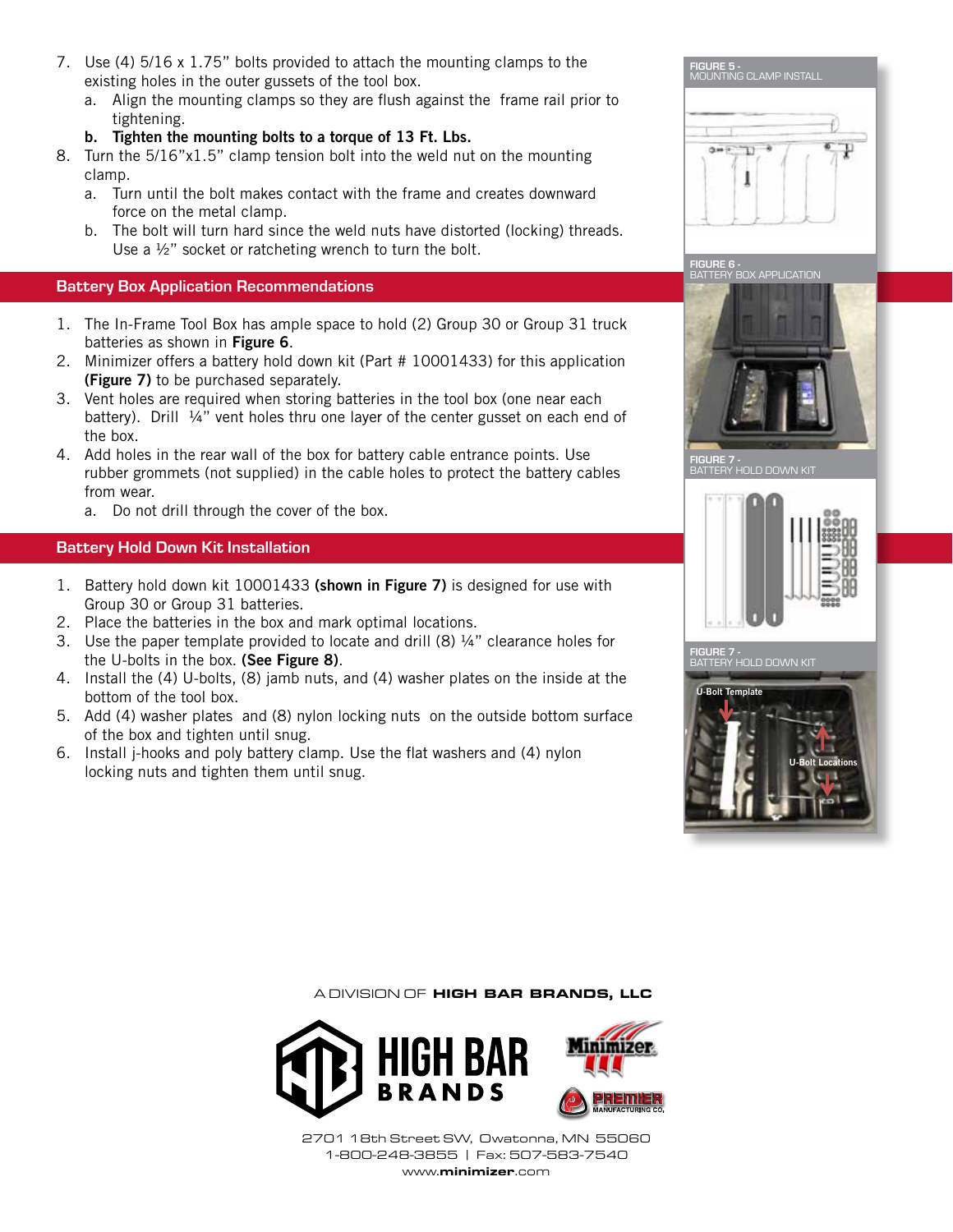7. Use (4) 5/16 x 1.75" bolts provided to attach the mounting clamps to the existing holes in the outer gussets of the tool box.
   a. Align the mounting clamps so they are flush against the frame rail prior to tightening.
   **b. Tighten the mounting bolts to a torque of 13 Ft. Lbs.**
8. Turn the 5/16"x1.5" clamp tension bolt into the weld nut on the mounting clamp.
   a. Turn until the bolt makes contact with the frame and creates downward force on the metal clamp.
   b. The bolt will turn hard since the weld nuts have distorted (locking) threads. Use a ½" socket or ratcheting wrench to turn the bolt.

FIGURE 5 - MOUNTING CLAMP INSTALL

## Battery Box Application Recommendations

1. The In-Frame Tool Box has ample space to hold (2) Group 30 or Group 31 truck batteries as shown in **Figure 6**.
2. Minimizer offers a battery hold down kit (Part # 10001433) for this application **(Figure 7)** to be purchased separately.
3. Vent holes are required when storing batteries in the tool box (one near each battery). Drill ¼" vent holes thru one layer of the center gusset on each end of the box.
4. Add holes in the rear wall of the box for battery cable entrance points. Use rubber grommets (not supplied) in the cable holes to protect the battery cables from wear.
   a. Do not drill through the cover of the box.

FIGURE 6 - BATTERY BOX APPLICATION

## Battery Hold Down Kit Installation

1. Battery hold down kit 10001433 **(shown in Figure 7)** is designed for use with Group 30 or Group 31 batteries.
2. Place the batteries in the box and mark optimal locations.
3. Use the paper template provided to locate and drill (8) ¼" clearance holes for the U-bolts in the box. **(See Figure 8)**.
4. Install the (4) U-bolts, (8) jamb nuts, and (4) washer plates on the inside at the bottom of the tool box.
5. Add (4) washer plates and (8) nylon locking nuts on the outside bottom surface of the box and tighten until snug.
6. Install j-hooks and poly battery clamp. Use the flat washers and (4) nylon locking nuts and tighten them until snug.

FIGURE 7 - BATTERY HOLD DOWN KIT

FIGURE 7 - BATTERY HOLD DOWN KIT

U-Bolt Template

U-Bolt Locations

A DIVISION OF **HIGH BAR BRANDS, LLC**

2701 18th Street SW, Owatonna, MN 55060
1-800-248-3855 | Fax: 507-583-7540
www.**minimizer**.com